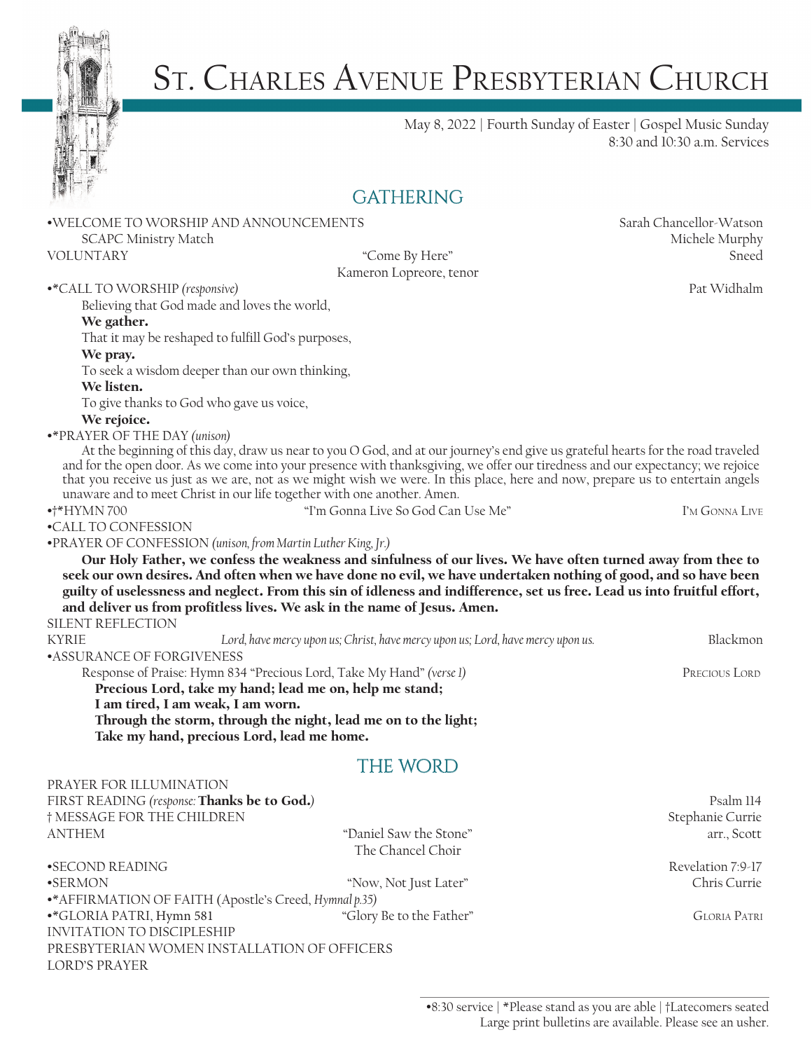# St. Charles Avenue Presbyterian Church

May 8, 2022 | Fourth Sunday of Easter | Gospel Music Sunday
8:30 and 10:30 a.m. Services

## GATHERING

•WELCOME TO WORSHIP AND ANNOUNCEMENTS — Sarah Chancellor-Watson
SCAPC Ministry Match — Michele Murphy

VOLUNTARY — "Come By Here" — Sneed
Kameron Lopreore, tenor

•*CALL TO WORSHIP *(responsive)* — Pat Widhalm

Believing that God made and loves the world,
**We gather.**
That it may be reshaped to fulfill God's purposes,
**We pray.**
To seek a wisdom deeper than our own thinking,
**We listen.**
To give thanks to God who gave us voice,
**We rejoice.**

•*PRAYER OF THE DAY *(unison)*

At the beginning of this day, draw us near to you O God, and at our journey's end give us grateful hearts for the road traveled and for the open door. As we come into your presence with thanksgiving, we offer our tiredness and our expectancy; we rejoice that you receive us just as we are, not as we might wish we were. In this place, here and now, prepare us to entertain angels unaware and to meet Christ in our life together with one another. Amen.

•†*HYMN 700 — "I'm Gonna Live So God Can Use Me" — I'm Gonna Live

•CALL TO CONFESSION

•PRAYER OF CONFESSION *(unison, from Martin Luther King, Jr.)*

**Our Holy Father, we confess the weakness and sinfulness of our lives. We have often turned away from thee to seek our own desires. And often when we have done no evil, we have undertaken nothing of good, and so have been guilty of uselessness and neglect. From this sin of idleness and indifference, set us free. Lead us into fruitful effort, and deliver us from profitless lives. We ask in the name of Jesus. Amen.**

SILENT REFLECTION

KYRIE — *Lord, have mercy upon us; Christ, have mercy upon us; Lord, have mercy upon us.* — Blackmon

•ASSURANCE OF FORGIVENESS

Response of Praise: Hymn 834 "Precious Lord, Take My Hand" *(verse 1)* — Precious Lord

**Precious Lord, take my hand; lead me on, help me stand;**
**I am tired, I am weak, I am worn.**
**Through the storm, through the night, lead me on to the light;**
**Take my hand, precious Lord, lead me home.**

## THE WORD

PRAYER FOR ILLUMINATION

FIRST READING *(response:* **Thanks be to God.***)* — Psalm 114

† MESSAGE FOR THE CHILDREN — Stephanie Currie

ANTHEM — "Daniel Saw the Stone" — arr., Scott
The Chancel Choir

•SECOND READING — Revelation 7:9-17

•SERMON — "Now, Not Just Later" — Chris Currie

•*AFFIRMATION OF FAITH (Apostle's Creed, *Hymnal p.35)*

•*GLORIA PATRI, Hymn 581 — "Glory Be to the Father" — Gloria Patri

INVITATION TO DISCIPLESHIP

PRESBYTERIAN WOMEN INSTALLATION OF OFFICERS

LORD'S PRAYER

•8:30 service | *Please stand as you are able | †Latecomers seated
Large print bulletins are available. Please see an usher.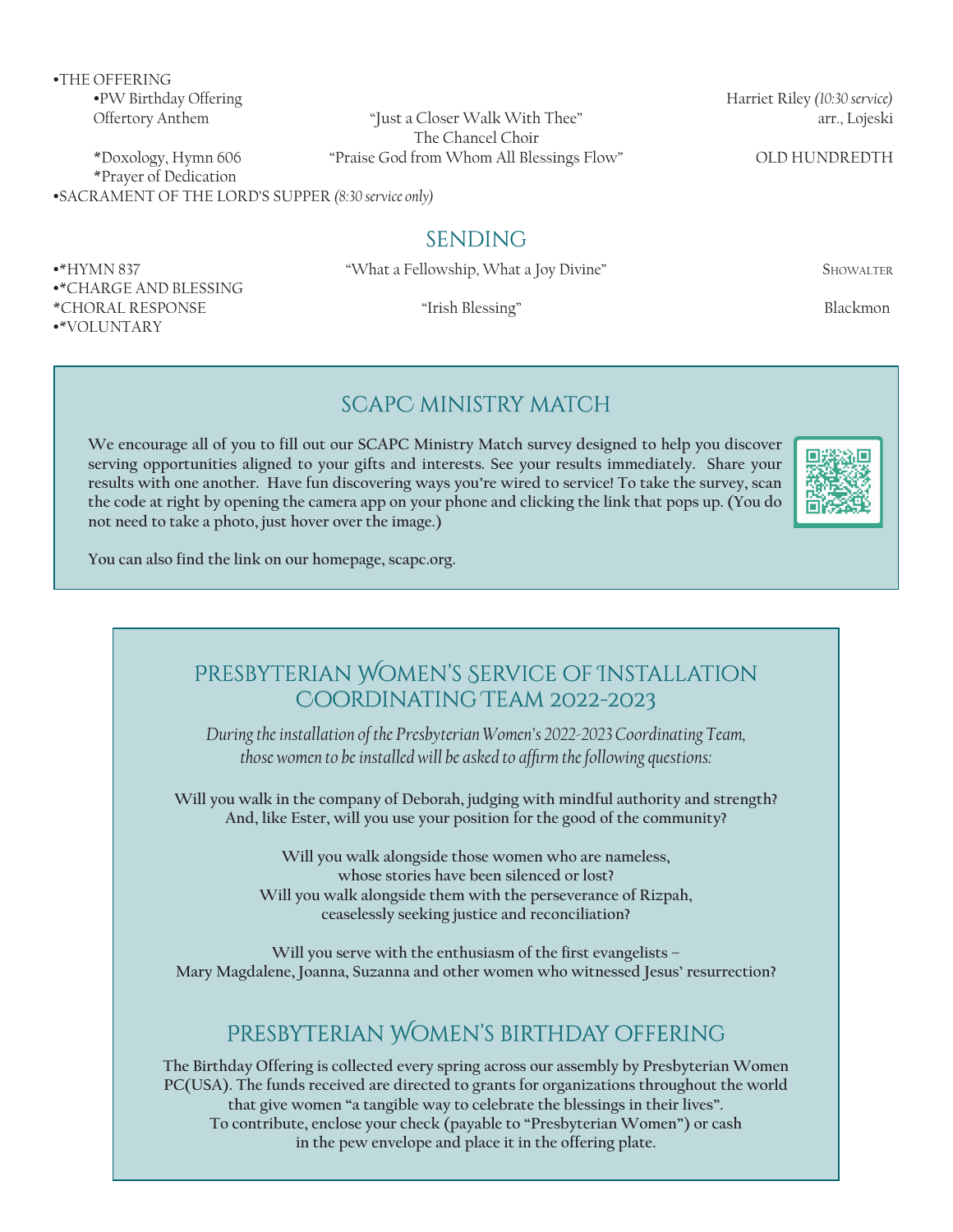•THE OFFERING

•PW Birthday Offering — Harriet Riley *(10:30 service)*

Offertory Anthem — "Just a Closer Walk With Thee" — arr., Lojeski
The Chancel Choir

*Doxology, Hymn 606 — "Praise God from Whom All Blessings Flow" — OLD HUNDREDTH

*Prayer of Dedication

•SACRAMENT OF THE LORD'S SUPPER *(8:30 service only)*

## SENDING

•*HYMN 837 — "What a Fellowship, What a Joy Divine" — SHOWALTER

•*CHARGE AND BLESSING

*CHORAL RESPONSE — "Irish Blessing" — Blackmon

•*VOLUNTARY

## SCAPC MINISTRY MATCH

**We encourage all of you to fill out our SCAPC Ministry Match survey designed to help you discover serving opportunities aligned to your gifts and interests. See your results immediately. Share your results with one another. Have fun discovering ways you're wired to service! To take the survey, scan the code at right by opening the camera app on your phone and clicking the link that pops up. (You do not need to take a photo, just hover over the image.)**

**You can also find the link on our homepage, scapc.org.**

## PRESBYTERIAN WOMEN'S SERVICE OF INSTALLATION COORDINATING TEAM 2022-2023

*During the installation of the Presbyterian Women's 2022-2023 Coordinating Team, those women to be installed will be asked to affirm the following questions:*

**Will you walk in the company of Deborah, judging with mindful authority and strength? And, like Ester, will you use your position for the good of the community?**

**Will you walk alongside those women who are nameless, whose stories have been silenced or lost? Will you walk alongside them with the perseverance of Rizpah, ceaselessly seeking justice and reconciliation?**

**Will you serve with the enthusiasm of the first evangelists – Mary Magdalene, Joanna, Suzanna and other women who witnessed Jesus' resurrection?**

## PRESBYTERIAN WOMEN'S BIRTHDAY OFFERING

**The Birthday Offering is collected every spring across our assembly by Presbyterian Women PC(USA). The funds received are directed to grants for organizations throughout the world that give women "a tangible way to celebrate the blessings in their lives". To contribute, enclose your check (payable to "Presbyterian Women") or cash in the pew envelope and place it in the offering plate.**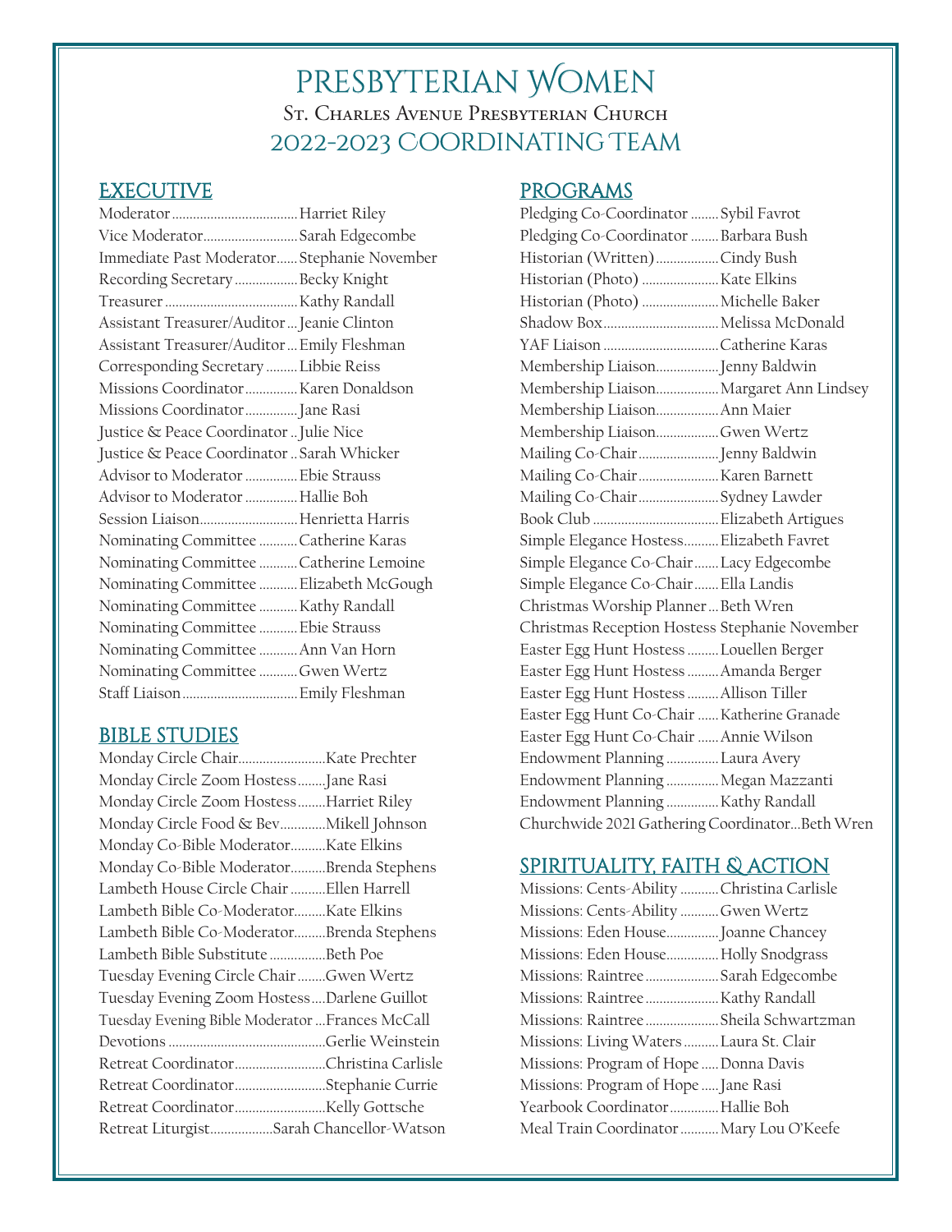# PRESBYTERIAN WOMEN

## St. Charles Avenue Presbyterian Church

## 2022-2023 COORDINATING TEAM

### EXECUTIVE

Moderator.................................Harriet Riley
Vice Moderator..........................Sarah Edgecombe
Immediate Past Moderator......Stephanie November
Recording Secretary.................Becky Knight
Treasurer.....................................Kathy Randall
Assistant Treasurer/Auditor...Jeanie Clinton
Assistant Treasurer/Auditor...Emily Fleshman
Corresponding Secretary.........Libbie Reiss
Missions Coordinator..............Karen Donaldson
Missions Coordinator..............Jane Rasi
Justice & Peace Coordinator..Julie Nice
Justice & Peace Coordinator..Sarah Whicker
Advisor to Moderator..............Ebie Strauss
Advisor to Moderator..............Hallie Boh
Session Liaison..........................Henrietta Harris
Nominating Committee..........Catherine Karas
Nominating Committee..........Catherine Lemoine
Nominating Committee..........Elizabeth McGough
Nominating Committee..........Kathy Randall
Nominating Committee..........Ebie Strauss
Nominating Committee..........Ann Van Horn
Nominating Committee..........Gwen Wertz
Staff Liaison...............................Emily Fleshman

### BIBLE STUDIES

Monday Circle Chair........................Kate Prechter
Monday Circle Zoom Hostess........Jane Rasi
Monday Circle Zoom Hostess........Harriet Riley
Monday Circle Food & Bev............Mikell Johnson
Monday Co-Bible Moderator..........Kate Elkins
Monday Co-Bible Moderator..........Brenda Stephens
Lambeth House Circle Chair..........Ellen Harrell
Lambeth Bible Co-Moderator.........Kate Elkins
Lambeth Bible Co-Moderator.........Brenda Stephens
Lambeth Bible Substitute................Beth Poe
Tuesday Evening Circle Chair........Gwen Wertz
Tuesday Evening Zoom Hostess....Darlene Guillot
Tuesday Evening Bible Moderator...Frances McCall
Devotions...........................................Gerlie Weinstein
Retreat Coordinator.........................Christina Carlisle
Retreat Coordinator.........................Stephanie Currie
Retreat Coordinator.........................Kelly Gottsche
Retreat Liturgist.................Sarah Chancellor-Watson

### PROGRAMS

Pledging Co-Coordinator........Sybil Favrot
Pledging Co-Coordinator........Barbara Bush
Historian (Written).................Cindy Bush
Historian (Photo).....................Kate Elkins
Historian (Photo).....................Michelle Baker
Shadow Box...............................Melissa McDonald
YAF Liaison...............................Catherine Karas
Membership Liaison.................Jenny Baldwin
Membership Liaison.................Margaret Ann Lindsey
Membership Liaison.................Ann Maier
Membership Liaison.................Gwen Wertz
Mailing Co-Chair......................Jenny Baldwin
Mailing Co-Chair......................Karen Barnett
Mailing Co-Chair......................Sydney Lawder
Book Club..................................Elizabeth Artigues
Simple Elegance Hostess.........Elizabeth Favret
Simple Elegance Co-Chair.......Lacy Edgecombe
Simple Elegance Co-Chair.......Ella Landis
Christmas Worship Planner...Beth Wren
Christmas Reception Hostess Stephanie November
Easter Egg Hunt Hostess.........Louellen Berger
Easter Egg Hunt Hostess.........Amanda Berger
Easter Egg Hunt Hostess.........Allison Tiller
Easter Egg Hunt Co-Chair......Katherine Granade
Easter Egg Hunt Co-Chair......Annie Wilson
Endowment Planning...............Laura Avery
Endowment Planning...............Megan Mazzanti
Endowment Planning...............Kathy Randall
Churchwide 2021 Gathering Coordinator...Beth Wren

### SPIRITUALITY, FAITH & ACTION

Missions: Cents-Ability...........Christina Carlisle
Missions: Cents-Ability...........Gwen Wertz
Missions: Eden House...............Joanne Chancey
Missions: Eden House...............Holly Snodgrass
Missions: Raintree.....................Sarah Edgecombe
Missions: Raintree.....................Kathy Randall
Missions: Raintree.....................Sheila Schwartzman
Missions: Living Waters..........Laura St. Clair
Missions: Program of Hope.....Donna Davis
Missions: Program of Hope.....Jane Rasi
Yearbook Coordinator..............Hallie Boh
Meal Train Coordinator...........Mary Lou O'Keefe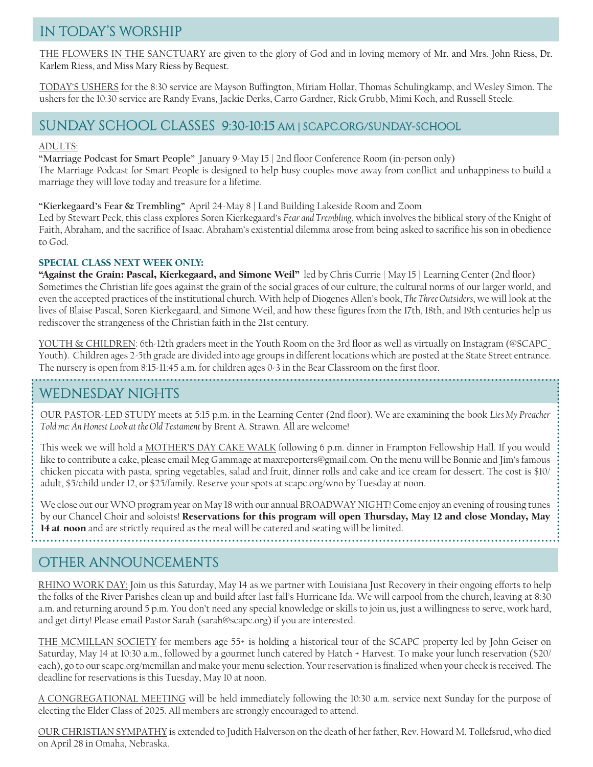## IN TODAY'S WORSHIP

THE FLOWERS IN THE SANCTUARY are given to the glory of God and in loving memory of Mr. and Mrs. John Riess, Dr. Karlem Riess, and Miss Mary Riess by Bequest.

TODAY'S USHERS for the 8:30 service are Mayson Buffington, Miriam Hollar, Thomas Schulingkamp, and Wesley Simon. The ushers for the 10:30 service are Randy Evans, Jackie Derks, Carro Gardner, Rick Grubb, Mimi Koch, and Russell Steele.

## SUNDAY SCHOOL CLASSES 9:30-10:15 AM | SCAPC.ORG/SUNDAY-SCHOOL

ADULTS:

**"Marriage Podcast for Smart People"** January 9-May 15 | 2nd floor Conference Room (in-person only)
The Marriage Podcast for Smart People is designed to help busy couples move away from conflict and unhappiness to build a marriage they will love today and treasure for a lifetime.

**"Kierkegaard's Fear & Trembling"** April 24-May 8 | Land Building Lakeside Room and Zoom
Led by Stewart Peck, this class explores Soren Kierkegaard's *Fear and Trembling*, which involves the biblical story of the Knight of Faith, Abraham, and the sacrifice of Isaac. Abraham's existential dilemma arose from being asked to sacrifice his son in obedience to God.

**SPECIAL CLASS NEXT WEEK ONLY:**

**"Against the Grain: Pascal, Kierkegaard, and Simone Weil"** led by Chris Currie | May 15 | Learning Center (2nd floor)
Sometimes the Christian life goes against the grain of the social graces of our culture, the cultural norms of our larger world, and even the accepted practices of the institutional church. With help of Diogenes Allen's book, *The Three Outsiders*, we will look at the lives of Blaise Pascal, Soren Kierkegaard, and Simone Weil, and how these figures from the 17th, 18th, and 19th centuries help us rediscover the strangeness of the Christian faith in the 21st century.

YOUTH & CHILDREN: 6th-12th graders meet in the Youth Room on the 3rd floor as well as virtually on Instagram (@SCAPC_Youth). Children ages 2-5th grade are divided into age groups in different locations which are posted at the State Street entrance. The nursery is open from 8:15-11:45 a.m. for children ages 0-3 in the Bear Classroom on the first floor.

## WEDNESDAY NIGHTS

OUR PASTOR-LED STUDY meets at 5:15 p.m. in the Learning Center (2nd floor). We are examining the book *Lies My Preacher Told me: An Honest Look at the Old Testament* by Brent A. Strawn. All are welcome!

This week we will hold a MOTHER'S DAY CAKE WALK following 6 p.m. dinner in Frampton Fellowship Hall. If you would like to contribute a cake, please email Meg Gammage at maxreporters@gmail.com. On the menu will be Bonnie and Jim's famous chicken piccata with pasta, spring vegetables, salad and fruit, dinner rolls and cake and ice cream for dessert. The cost is $10/adult, $5/child under 12, or $25/family. Reserve your spots at scapc.org/wno by Tuesday at noon.

We close out our WNO program year on May 18 with our annual BROADWAY NIGHT! Come enjoy an evening of rousing tunes by our Chancel Choir and soloists! **Reservations for this program will open Thursday, May 12 and close Monday, May 14 at noon** and are strictly required as the meal will be catered and seating will be limited.

## OTHER ANNOUNCEMENTS

RHINO WORK DAY: Join us this Saturday, May 14 as we partner with Louisiana Just Recovery in their ongoing efforts to help the folks of the River Parishes clean up and build after last fall's Hurricane Ida. We will carpool from the church, leaving at 8:30 a.m. and returning around 5 p.m. You don't need any special knowledge or skills to join us, just a willingness to serve, work hard, and get dirty! Please email Pastor Sarah (sarah@scapc.org) if you are interested.

THE MCMILLAN SOCIETY for members age 55+ is holding a historical tour of the SCAPC property led by John Geiser on Saturday, May 14 at 10:30 a.m., followed by a gourmet lunch catered by Hatch + Harvest. To make your lunch reservation ($20/each), go to our scapc.org/mcmillan and make your menu selection. Your reservation is finalized when your check is received. The deadline for reservations is this Tuesday, May 10 at noon.

A CONGREGATIONAL MEETING will be held immediately following the 10:30 a.m. service next Sunday for the purpose of electing the Elder Class of 2025. All members are strongly encouraged to attend.

OUR CHRISTIAN SYMPATHY is extended to Judith Halverson on the death of her father, Rev. Howard M. Tollefsrud, who died on April 28 in Omaha, Nebraska.